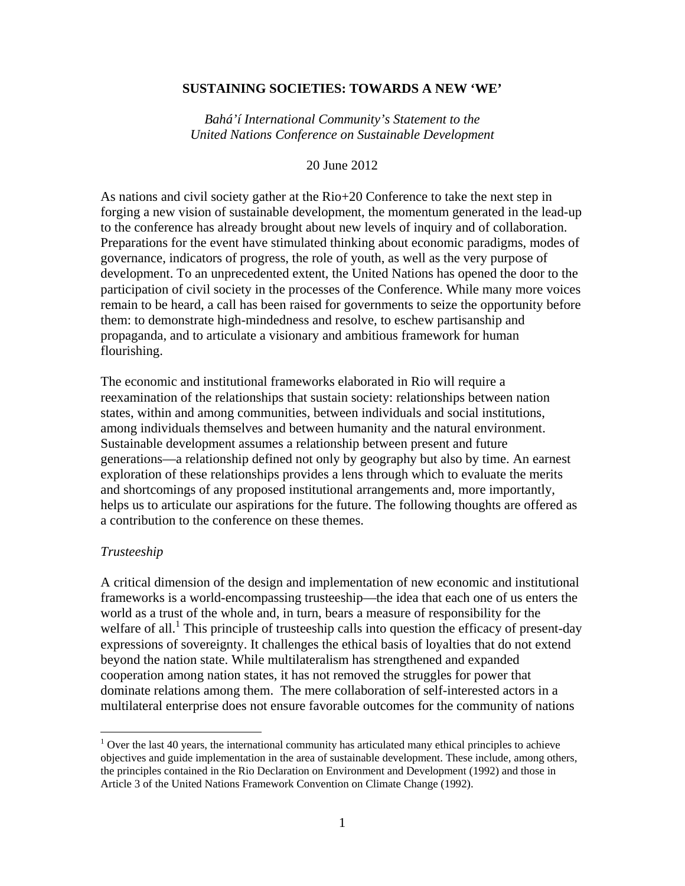# SUSTAINING SOCIETIES: TOWARDS A NEW 'WE'

*Bahá'í International Community's Statement to the United Nations Conference on Sustainable Development*

20 June 2012

As nations and civil society gather at the Rio+20 Conference to take the next step in forging a new vision of sustainable development, the momentum generated in the lead-up to the conference has already brought about new levels of inquiry and of collaboration. Preparations for the event have stimulated thinking about economic paradigms, modes of governance, indicators of progress, the role of youth, as well as the very purpose of development. To an unprecedented extent, the United Nations has opened the door to the participation of civil society in the processes of the Conference. While many more voices remain to be heard, a call has been raised for governments to seize the opportunity before them: to demonstrate high-mindedness and resolve, to eschew partisanship and propaganda, and to articulate a visionary and ambitious framework for human flourishing.

The economic and institutional frameworks elaborated in Rio will require a reexamination of the relationships that sustain society: relationships between nation states, within and among communities, between individuals and social institutions, among individuals themselves and between humanity and the natural environment. Sustainable development assumes a relationship between present and future generations—a relationship defined not only by geography but also by time. An earnest exploration of these relationships provides a lens through which to evaluate the merits and shortcomings of any proposed institutional arrangements and, more importantly, helps us to articulate our aspirations for the future. The following thoughts are offered as a contribution to the conference on these themes.

## *Trusteeship*

A critical dimension of the design and implementation of new economic and institutional frameworks is a world-encompassing trusteeship—the idea that each one of us enters the world as a trust of the whole and, in turn, bears a measure of responsibility for the welfare of all.[1] This principle of trusteeship calls into question the efficacy of present-day expressions of sovereignty. It challenges the ethical basis of loyalties that do not extend beyond the nation state. While multilateralism has strengthened and expanded cooperation among nation states, it has not removed the struggles for power that dominate relations among them. The mere collaboration of self-interested actors in a multilateral enterprise does not ensure favorable outcomes for the community of nations

---

[1] Over the last 40 years, the international community has articulated many ethical principles to achieve objectives and guide implementation in the area of sustainable development. These include, among others, the principles contained in the Rio Declaration on Environment and Development (1992) and those in Article 3 of the United Nations Framework Convention on Climate Change (1992).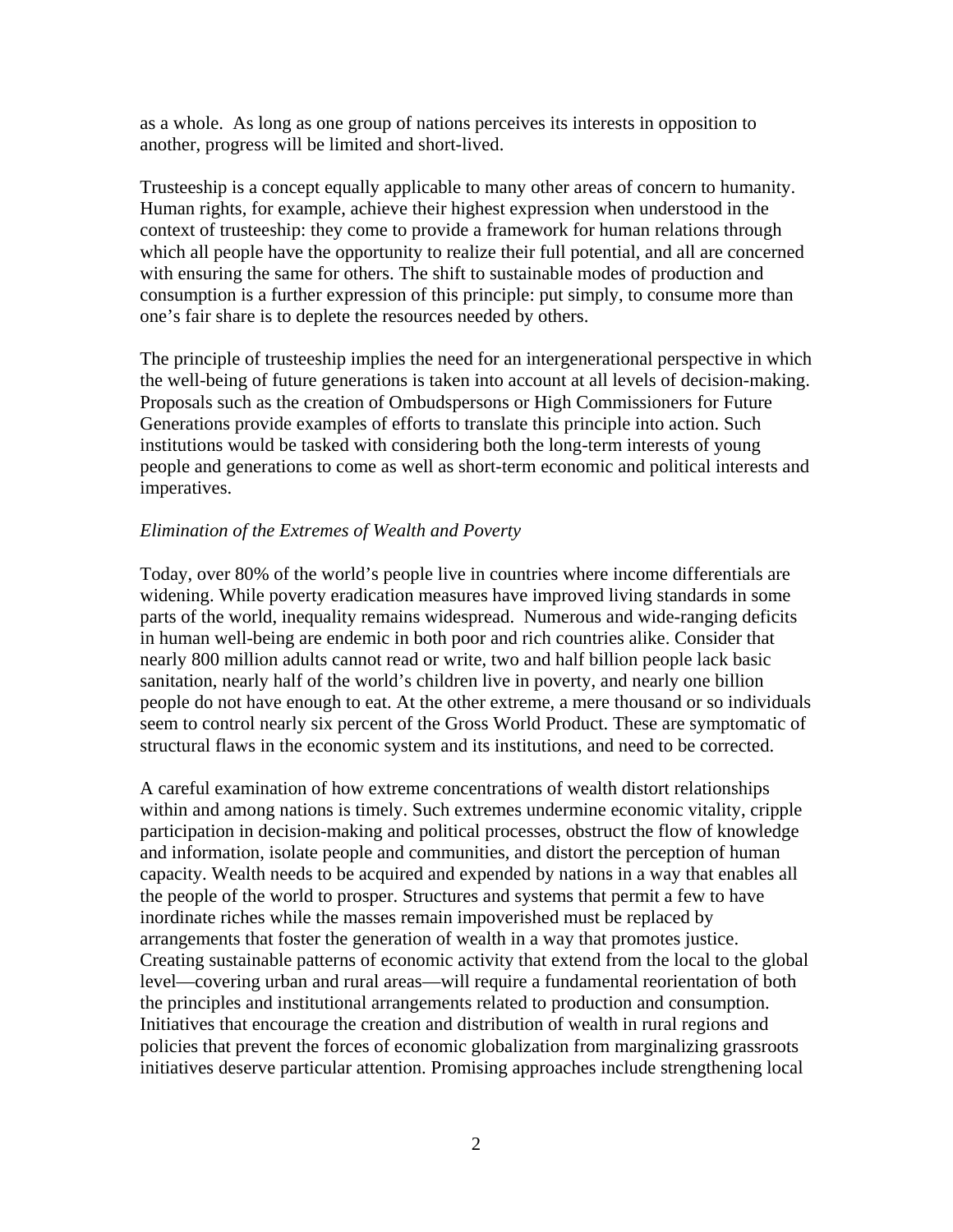as a whole. As long as one group of nations perceives its interests in opposition to another, progress will be limited and short-lived.

Trusteeship is a concept equally applicable to many other areas of concern to humanity. Human rights, for example, achieve their highest expression when understood in the context of trusteeship: they come to provide a framework for human relations through which all people have the opportunity to realize their full potential, and all are concerned with ensuring the same for others. The shift to sustainable modes of production and consumption is a further expression of this principle: put simply, to consume more than one's fair share is to deplete the resources needed by others.

The principle of trusteeship implies the need for an intergenerational perspective in which the well-being of future generations is taken into account at all levels of decision-making. Proposals such as the creation of Ombudspersons or High Commissioners for Future Generations provide examples of efforts to translate this principle into action. Such institutions would be tasked with considering both the long-term interests of young people and generations to come as well as short-term economic and political interests and imperatives.

*Elimination of the Extremes of Wealth and Poverty*

Today, over 80% of the world's people live in countries where income differentials are widening. While poverty eradication measures have improved living standards in some parts of the world, inequality remains widespread. Numerous and wide-ranging deficits in human well-being are endemic in both poor and rich countries alike. Consider that nearly 800 million adults cannot read or write, two and half billion people lack basic sanitation, nearly half of the world's children live in poverty, and nearly one billion people do not have enough to eat. At the other extreme, a mere thousand or so individuals seem to control nearly six percent of the Gross World Product. These are symptomatic of structural flaws in the economic system and its institutions, and need to be corrected.

A careful examination of how extreme concentrations of wealth distort relationships within and among nations is timely. Such extremes undermine economic vitality, cripple participation in decision-making and political processes, obstruct the flow of knowledge and information, isolate people and communities, and distort the perception of human capacity. Wealth needs to be acquired and expended by nations in a way that enables all the people of the world to prosper. Structures and systems that permit a few to have inordinate riches while the masses remain impoverished must be replaced by arrangements that foster the generation of wealth in a way that promotes justice. Creating sustainable patterns of economic activity that extend from the local to the global level—covering urban and rural areas—will require a fundamental reorientation of both the principles and institutional arrangements related to production and consumption. Initiatives that encourage the creation and distribution of wealth in rural regions and policies that prevent the forces of economic globalization from marginalizing grassroots initiatives deserve particular attention. Promising approaches include strengthening local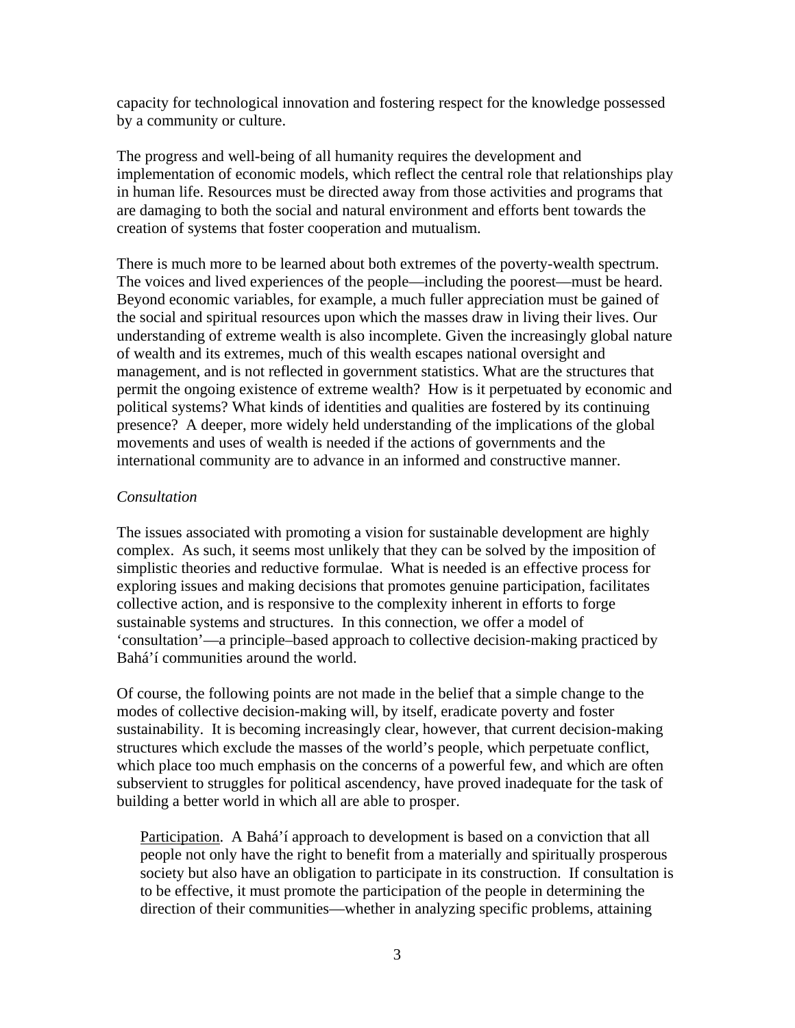capacity for technological innovation and fostering respect for the knowledge possessed by a community or culture.

The progress and well-being of all humanity requires the development and implementation of economic models, which reflect the central role that relationships play in human life. Resources must be directed away from those activities and programs that are damaging to both the social and natural environment and efforts bent towards the creation of systems that foster cooperation and mutualism.

There is much more to be learned about both extremes of the poverty-wealth spectrum. The voices and lived experiences of the people—including the poorest—must be heard. Beyond economic variables, for example, a much fuller appreciation must be gained of the social and spiritual resources upon which the masses draw in living their lives. Our understanding of extreme wealth is also incomplete. Given the increasingly global nature of wealth and its extremes, much of this wealth escapes national oversight and management, and is not reflected in government statistics. What are the structures that permit the ongoing existence of extreme wealth? How is it perpetuated by economic and political systems? What kinds of identities and qualities are fostered by its continuing presence? A deeper, more widely held understanding of the implications of the global movements and uses of wealth is needed if the actions of governments and the international community are to advance in an informed and constructive manner.

*Consultation*

The issues associated with promoting a vision for sustainable development are highly complex. As such, it seems most unlikely that they can be solved by the imposition of simplistic theories and reductive formulae. What is needed is an effective process for exploring issues and making decisions that promotes genuine participation, facilitates collective action, and is responsive to the complexity inherent in efforts to forge sustainable systems and structures. In this connection, we offer a model of 'consultation'—a principle–based approach to collective decision-making practiced by Bahá'í communities around the world.

Of course, the following points are not made in the belief that a simple change to the modes of collective decision-making will, by itself, eradicate poverty and foster sustainability. It is becoming increasingly clear, however, that current decision-making structures which exclude the masses of the world's people, which perpetuate conflict, which place too much emphasis on the concerns of a powerful few, and which are often subservient to struggles for political ascendency, have proved inadequate for the task of building a better world in which all are able to prosper.

Participation. A Bahá'í approach to development is based on a conviction that all people not only have the right to benefit from a materially and spiritually prosperous society but also have an obligation to participate in its construction. If consultation is to be effective, it must promote the participation of the people in determining the direction of their communities—whether in analyzing specific problems, attaining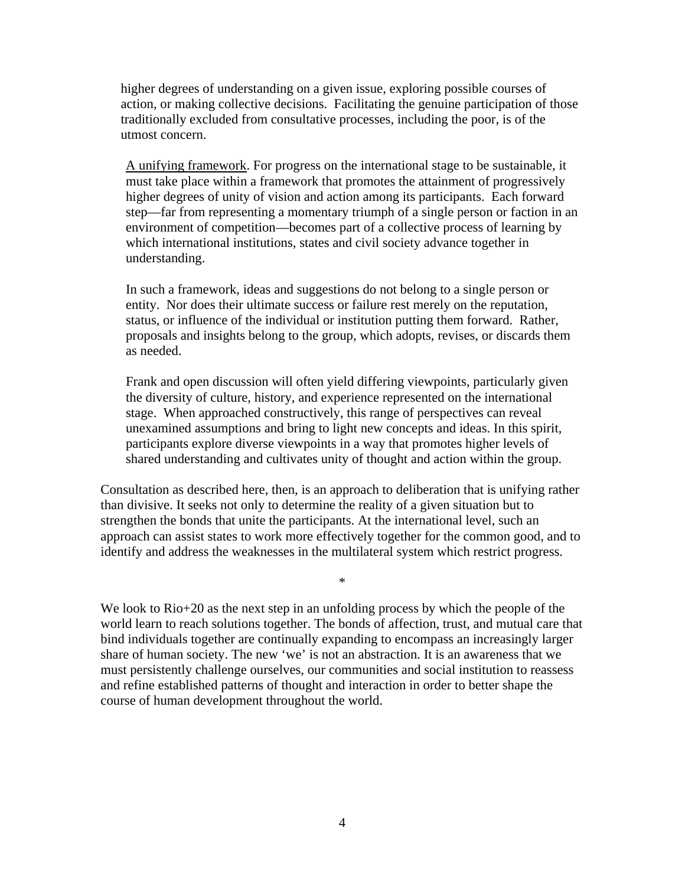higher degrees of understanding on a given issue, exploring possible courses of action, or making collective decisions. Facilitating the genuine participation of those traditionally excluded from consultative processes, including the poor, is of the utmost concern.

A unifying framework. For progress on the international stage to be sustainable, it must take place within a framework that promotes the attainment of progressively higher degrees of unity of vision and action among its participants. Each forward step—far from representing a momentary triumph of a single person or faction in an environment of competition—becomes part of a collective process of learning by which international institutions, states and civil society advance together in understanding.

In such a framework, ideas and suggestions do not belong to a single person or entity. Nor does their ultimate success or failure rest merely on the reputation, status, or influence of the individual or institution putting them forward. Rather, proposals and insights belong to the group, which adopts, revises, or discards them as needed.

Frank and open discussion will often yield differing viewpoints, particularly given the diversity of culture, history, and experience represented on the international stage. When approached constructively, this range of perspectives can reveal unexamined assumptions and bring to light new concepts and ideas. In this spirit, participants explore diverse viewpoints in a way that promotes higher levels of shared understanding and cultivates unity of thought and action within the group.

Consultation as described here, then, is an approach to deliberation that is unifying rather than divisive. It seeks not only to determine the reality of a given situation but to strengthen the bonds that unite the participants. At the international level, such an approach can assist states to work more effectively together for the common good, and to identify and address the weaknesses in the multilateral system which restrict progress.

*

We look to Rio+20 as the next step in an unfolding process by which the people of the world learn to reach solutions together. The bonds of affection, trust, and mutual care that bind individuals together are continually expanding to encompass an increasingly larger share of human society. The new 'we' is not an abstraction. It is an awareness that we must persistently challenge ourselves, our communities and social institution to reassess and refine established patterns of thought and interaction in order to better shape the course of human development throughout the world.